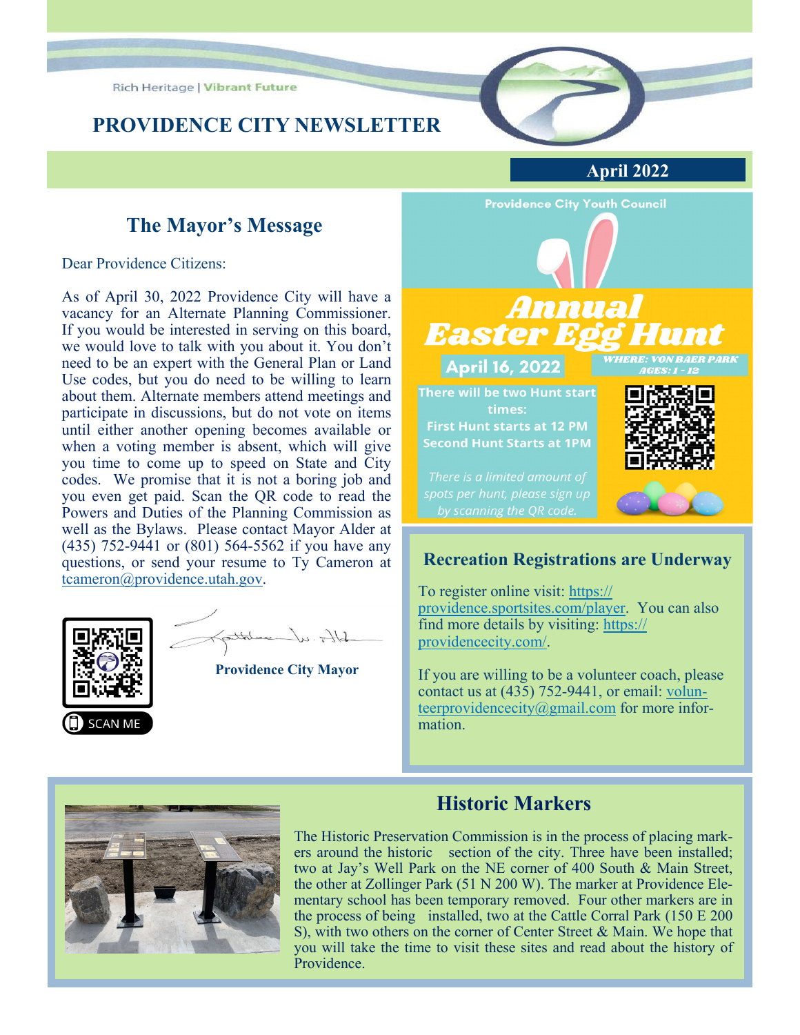Rich Heritage | Vibrant Future

# PROVIDENCE CITY NEWSLETTER

**April 2022**

## The Mayor's Message

Dear Providence Citizens:

As of April 30, 2022 Providence City will have a vacancy for an Alternate Planning Commissioner. If you would be interested in serving on this board, we would love to talk with you about it. You don't need to be an expert with the General Plan or Land Use codes, but you do need to be willing to learn about them. Alternate members attend meetings and participate in discussions, but do not vote on items until either another opening becomes available or when a voting member is absent, which will give you time to come up to speed on State and City codes. We promise that it is not a boring job and you even get paid. Scan the QR code to read the Powers and Duties of the Planning Commission as well as the Bylaws. Please contact Mayor Alder at (435) 752-9441 or (801) 564-5562 if you have any questions, or send your resume to Ty Cameron at tcameron@providence.utah.gov.

SCAN ME

**Providence City Mayor**

Providence City Youth Council

## Annual Easter Egg Hunt

**April 16, 2022**

*WHERE: VON BAER PARK*
*AGES: 1 - 12*

There will be two Hunt start times:
First Hunt starts at 12 PM
Second Hunt Starts at 1PM

*There is a limited amount of spots per hunt, please sign up by scanning the QR code.*

## Recreation Registrations are Underway

To register online visit: https://providence.sportsites.com/player. You can also find more details by visiting: https://providencecity.com/.

If you are willing to be a volunteer coach, please contact us at (435) 752-9441, or email: volunteerprovidencecity@gmail.com for more information.

## Historic Markers

The Historic Preservation Commission is in the process of placing markers around the historic section of the city. Three have been installed; two at Jay's Well Park on the NE corner of 400 South & Main Street, the other at Zollinger Park (51 N 200 W). The marker at Providence Elementary school has been temporary removed. Four other markers are in the process of being installed, two at the Cattle Corral Park (150 E 200 S), with two others on the corner of Center Street & Main. We hope that you will take the time to visit these sites and read about the history of Providence.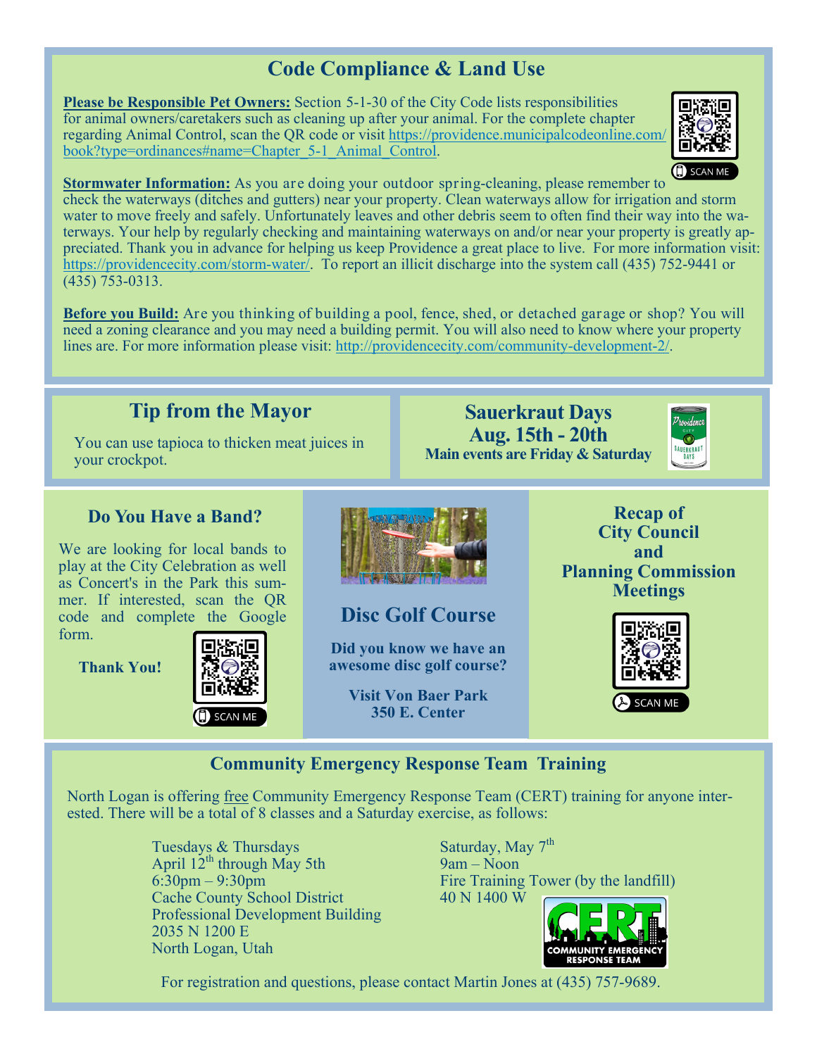## Code Compliance & Land Use

**Please be Responsible Pet Owners:** Section 5-1-30 of the City Code lists responsibilities for animal owners/caretakers such as cleaning up after your animal. For the complete chapter regarding Animal Control, scan the QR code or visit https://providence.municipalcodeonline.com/book?type=ordinances#name=Chapter_5-1_Animal_Control.

SCAN ME

**Stormwater Information:** As you are doing your outdoor spring-cleaning, please remember to check the waterways (ditches and gutters) near your property. Clean waterways allow for irrigation and storm water to move freely and safely. Unfortunately leaves and other debris seem to often find their way into the waterways. Your help by regularly checking and maintaining waterways on and/or near your property is greatly appreciated. Thank you in advance for helping us keep Providence a great place to live. For more information visit: https://providencecity.com/storm-water/. To report an illicit discharge into the system call (435) 752-9441 or (435) 753-0313.

**Before you Build:** Are you thinking of building a pool, fence, shed, or detached garage or shop? You will need a zoning clearance and you may need a building permit. You will also need to know where your property lines are. For more information please visit: http://providencecity.com/community-development-2/.

## Tip from the Mayor

You can use tapioca to thicken meat juices in your crockpot.

## Sauerkraut Days Aug. 15th - 20th

**Main events are Friday & Saturday**

## Do You Have a Band?

We are looking for local bands to play at the City Celebration as well as Concert's in the Park this summer. If interested, scan the QR code and complete the Google form.

**Thank You!**

SCAN ME

## Disc Golf Course

**Did you know we have an awesome disc golf course?**

**Visit Von Baer Park 350 E. Center**

## Recap of City Council and Planning Commission Meetings

SCAN ME

## Community Emergency Response Team Training

North Logan is offering free Community Emergency Response Team (CERT) training for anyone interested. There will be a total of 8 classes and a Saturday exercise, as follows:

Tuesdays & Thursdays  
April 12th through May 5th  
6:30pm – 9:30pm  
Cache County School District  
Professional Development Building  
2035 N 1200 E  
North Logan, Utah

Saturday, May 7th  
9am – Noon  
Fire Training Tower (by the landfill)  
40 N 1400 W

For registration and questions, please contact Martin Jones at (435) 757-9689.